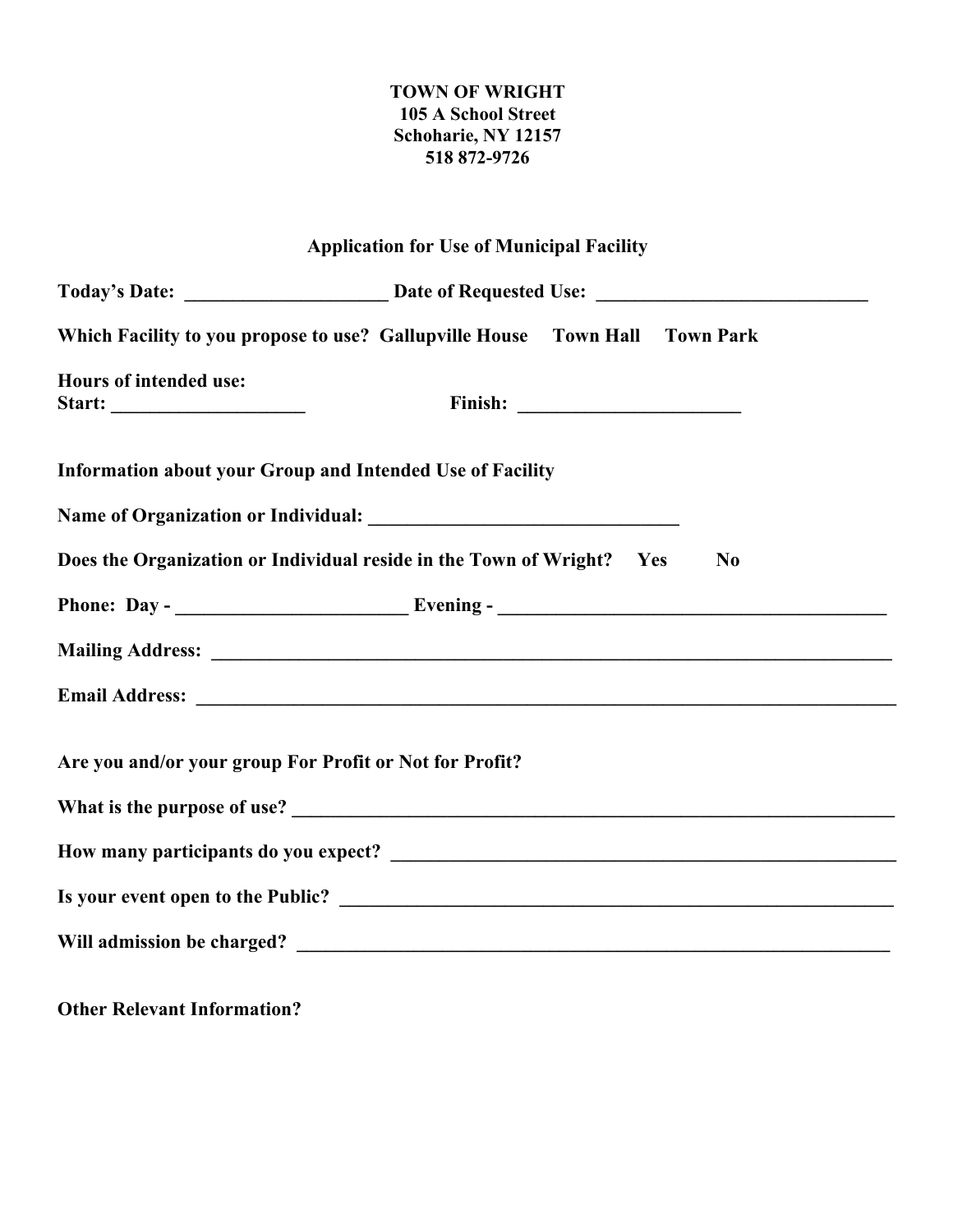**TOWN OF WRIGHT**
**105 A School Street**
**Schoharie, NY 12157**
**518 872-9726**

## Application for Use of Municipal Facility

**Today's Date:** _____________________ **Date of Requested Use:** ____________________________

**Which Facility to you propose to use? Gallupville House Town Hall Town Park**

**Hours of intended use:**
**Start:** ____________________ **Finish:** _______________________

**Information about your Group and Intended Use of Facility**

**Name of Organization or Individual:** ________________________________

**Does the Organization or Individual reside in the Town of Wright? Yes No**

**Phone: Day -** ________________________ **Evening -** ________________________________________

**Mailing Address:** ___________________________________________________________________________

**Email Address:** _____________________________________________________________________________

**Are you and/or your group For Profit or Not for Profit?**

**What is the purpose of use?** ________________________________________________________________

**How many participants do you expect?** ______________________________________________________

**Is your event open to the Public?** __________________________________________________________

**Will admission be charged?** ________________________________________________________________

**Other Relevant Information?**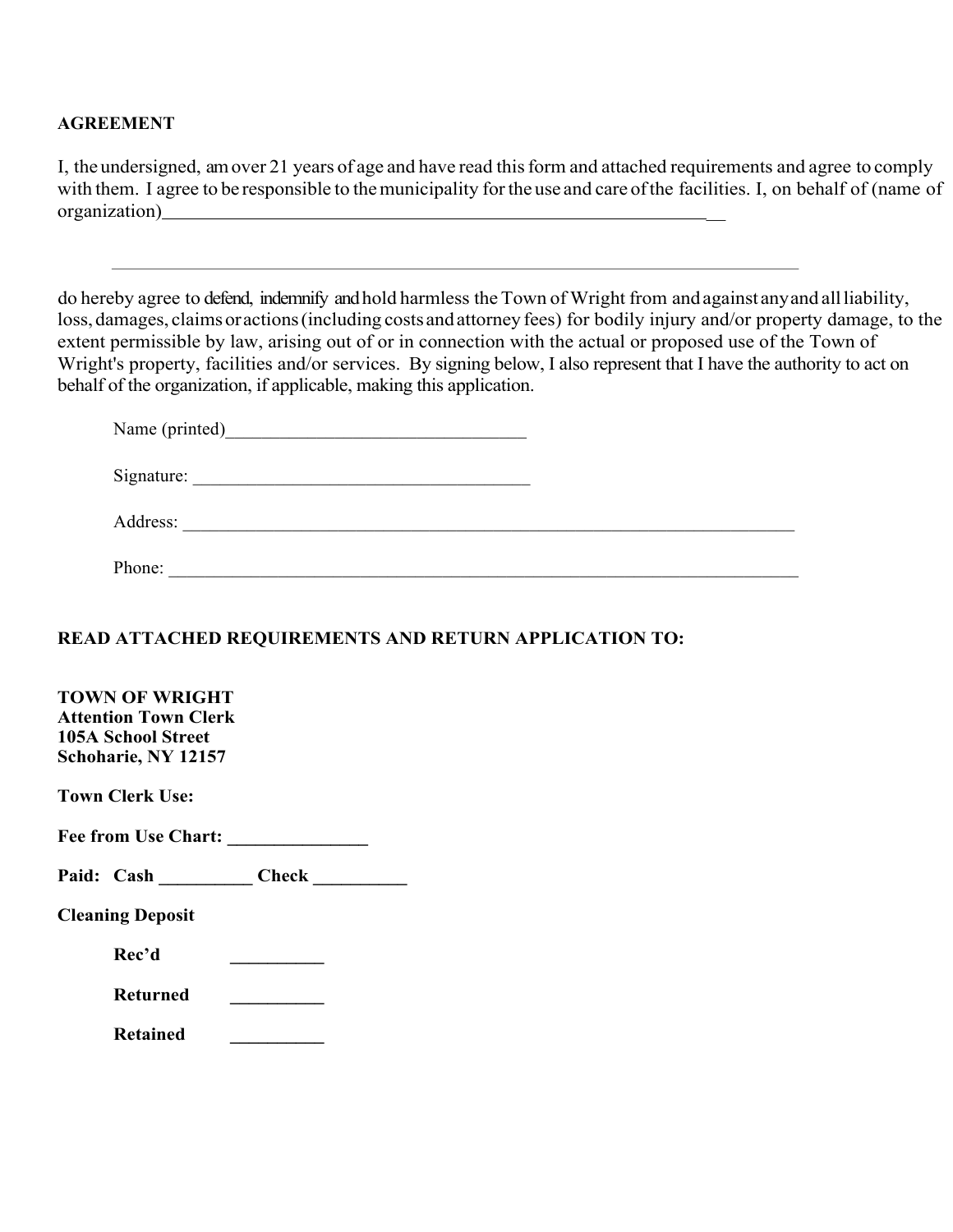**AGREEMENT**

I, the undersigned, am over 21 years of age and have read this form and attached requirements and agree to comply with them. I agree to be responsible to the municipality for the use and care of the facilities. I, on behalf of (name of organization)_______________________________________________________________

_______________________________________________________________

do hereby agree to defend, indemnify and hold harmless the Town of Wright from and against any and all liability, loss, damages, claims or actions (including costs and attorney fees) for bodily injury and/or property damage, to the extent permissible by law, arising out of or in connection with the actual or proposed use of the Town of Wright's property, facilities and/or services. By signing below, I also represent that I have the authority to act on behalf of the organization, if applicable, making this application.

Name (printed)_________________________________

Signature: ____________________________________

Address: ______________________________________________________________________

Phone: ________________________________________________________________________

**READ ATTACHED REQUIREMENTS AND RETURN APPLICATION TO:**

**TOWN OF WRIGHT**
**Attention Town Clerk**
**105A School Street**
**Schoharie, NY 12157**

**Town Clerk Use:**

**Fee from Use Chart:** _______________

**Paid: Cash** __________ **Check** __________

**Cleaning Deposit**

**Rec'd** __________

**Returned** __________

**Retained** __________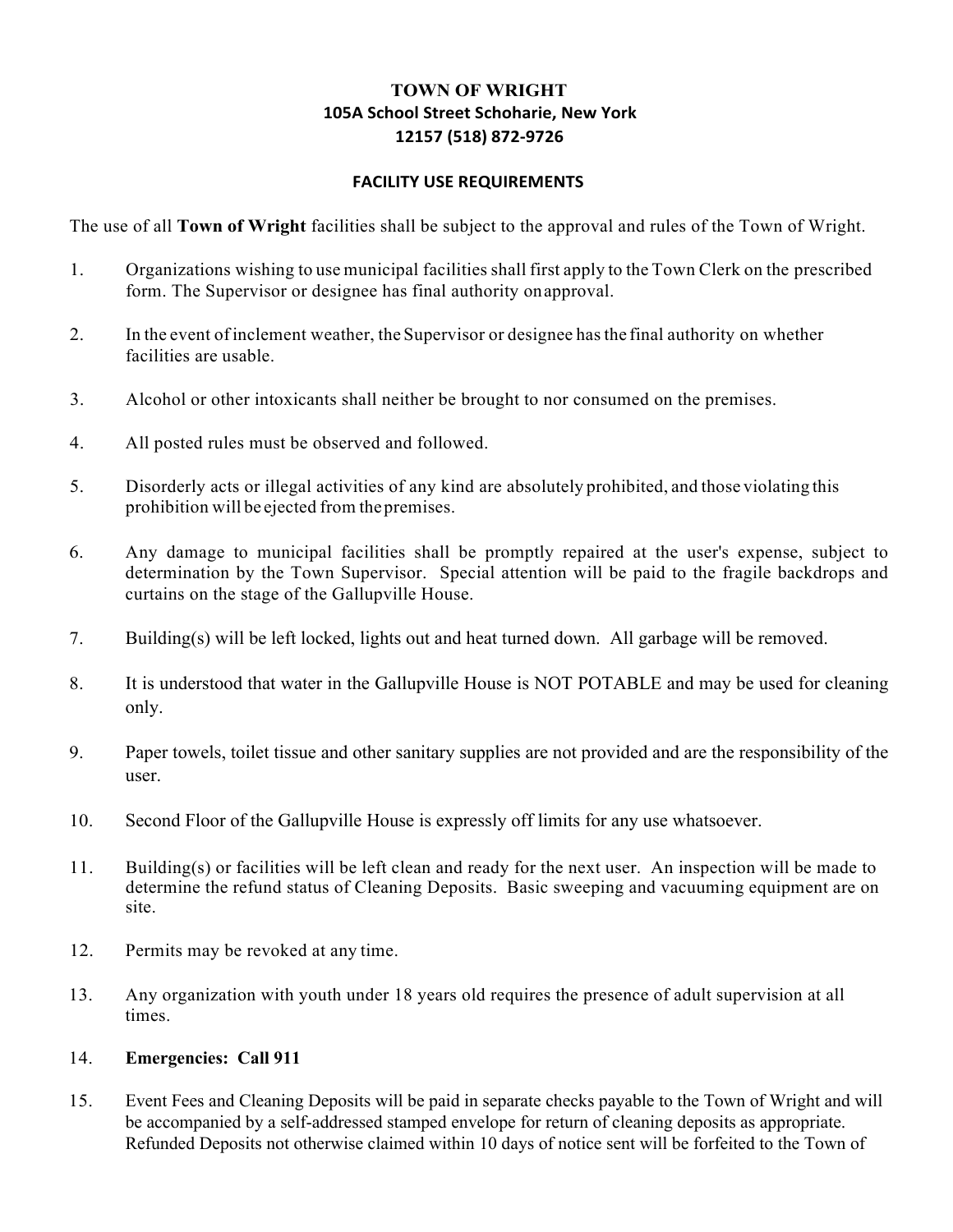# TOWN OF WRIGHT

**105A School Street Schoharie, New York**
**12157 (518) 872-9726**

## FACILITY USE REQUIREMENTS

The use of all **Town of Wright** facilities shall be subject to the approval and rules of the Town of Wright.

1. Organizations wishing to use municipal facilities shall first apply to the Town Clerk on the prescribed form. The Supervisor or designee has final authority on approval.

2. In the event of inclement weather, the Supervisor or designee has the final authority on whether facilities are usable.

3. Alcohol or other intoxicants shall neither be brought to nor consumed on the premises.

4. All posted rules must be observed and followed.

5. Disorderly acts or illegal activities of any kind are absolutely prohibited, and those violating this prohibition will be ejected from the premises.

6. Any damage to municipal facilities shall be promptly repaired at the user's expense, subject to determination by the Town Supervisor. Special attention will be paid to the fragile backdrops and curtains on the stage of the Gallupville House.

7. Building(s) will be left locked, lights out and heat turned down. All garbage will be removed.

8. It is understood that water in the Gallupville House is NOT POTABLE and may be used for cleaning only.

9. Paper towels, toilet tissue and other sanitary supplies are not provided and are the responsibility of the user.

10. Second Floor of the Gallupville House is expressly off limits for any use whatsoever.

11. Building(s) or facilities will be left clean and ready for the next user. An inspection will be made to determine the refund status of Cleaning Deposits. Basic sweeping and vacuuming equipment are on site.

12. Permits may be revoked at any time.

13. Any organization with youth under 18 years old requires the presence of adult supervision at all times.

14. **Emergencies: Call 911**

15. Event Fees and Cleaning Deposits will be paid in separate checks payable to the Town of Wright and will be accompanied by a self-addressed stamped envelope for return of cleaning deposits as appropriate. Refunded Deposits not otherwise claimed within 10 days of notice sent will be forfeited to the Town of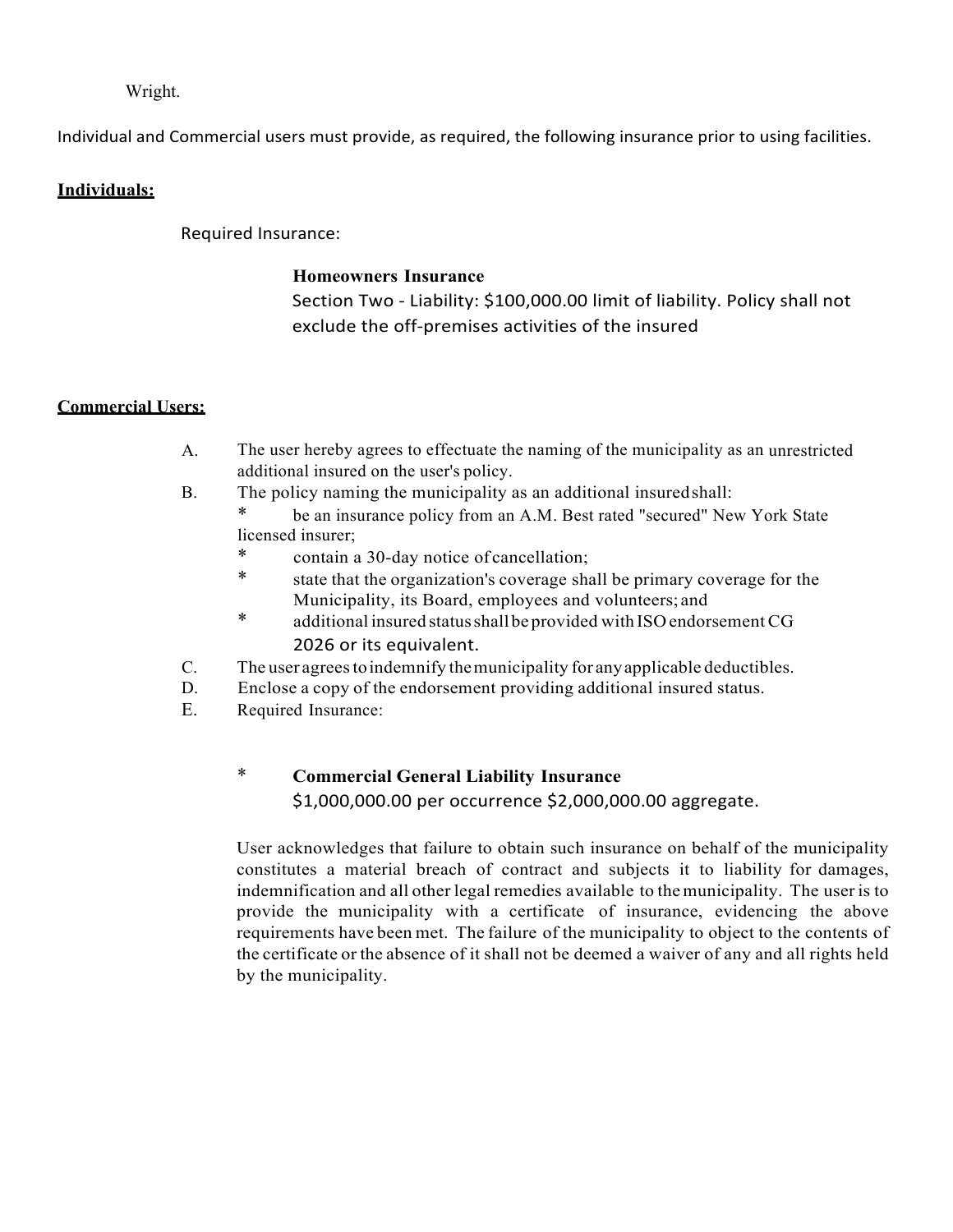Wright.

Individual and Commercial users must provide, as required, the following insurance prior to using facilities.

**Individuals:**

Required Insurance:

**Homeowners Insurance**
Section Two - Liability: $100,000.00 limit of liability. Policy shall not exclude the off-premises activities of the insured

**Commercial Users:**

A. The user hereby agrees to effectuate the naming of the municipality as an unrestricted additional insured on the user's policy.

B. The policy naming the municipality as an additional insured shall:
   * be an insurance policy from an A.M. Best rated "secured" New York State licensed insurer;
   * contain a 30-day notice of cancellation;
   * state that the organization's coverage shall be primary coverage for the Municipality, its Board, employees and volunteers; and
   * additional insured status shall be provided with ISO endorsement CG 2026 or its equivalent.

C. The user agrees to indemnify the municipality for any applicable deductibles.

D. Enclose a copy of the endorsement providing additional insured status.

E. Required Insurance:

   * **Commercial General Liability Insurance**
     $1,000,000.00 per occurrence $2,000,000.00 aggregate.

User acknowledges that failure to obtain such insurance on behalf of the municipality constitutes a material breach of contract and subjects it to liability for damages, indemnification and all other legal remedies available to the municipality. The user is to provide the municipality with a certificate of insurance, evidencing the above requirements have been met. The failure of the municipality to object to the contents of the certificate or the absence of it shall not be deemed a waiver of any and all rights held by the municipality.